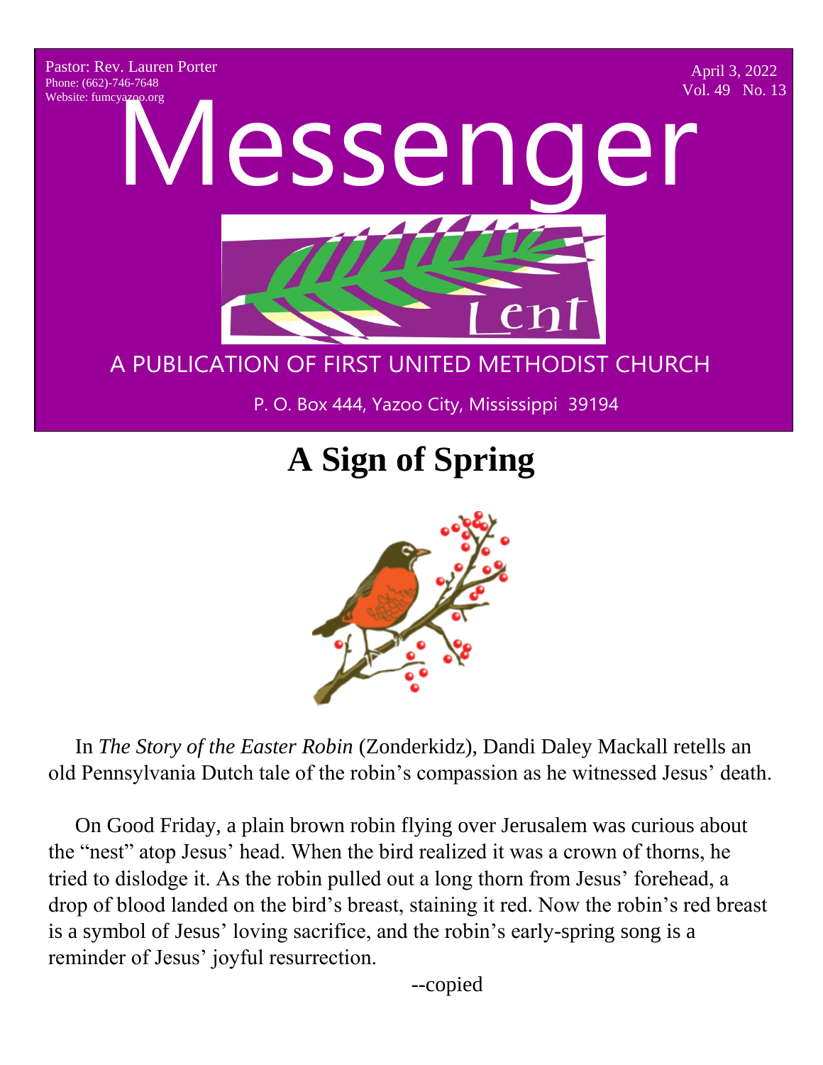Pastor: Rev. Lauren Porter
Phone: (662)-746-7648
Website: fumcyazoo.org

April 3, 2022
Vol. 49 No. 13

# Messenger

Lent

A PUBLICATION OF FIRST UNITED METHODIST CHURCH

P. O. Box 444, Yazoo City, Mississippi 39194

## A Sign of Spring

In *The Story of the Easter Robin* (Zonderkidz), Dandi Daley Mackall retells an old Pennsylvania Dutch tale of the robin's compassion as he witnessed Jesus' death.

On Good Friday, a plain brown robin flying over Jerusalem was curious about the "nest" atop Jesus' head. When the bird realized it was a crown of thorns, he tried to dislodge it. As the robin pulled out a long thorn from Jesus' forehead, a drop of blood landed on the bird's breast, staining it red. Now the robin's red breast is a symbol of Jesus' loving sacrifice, and the robin's early-spring song is a reminder of Jesus' joyful resurrection.

--copied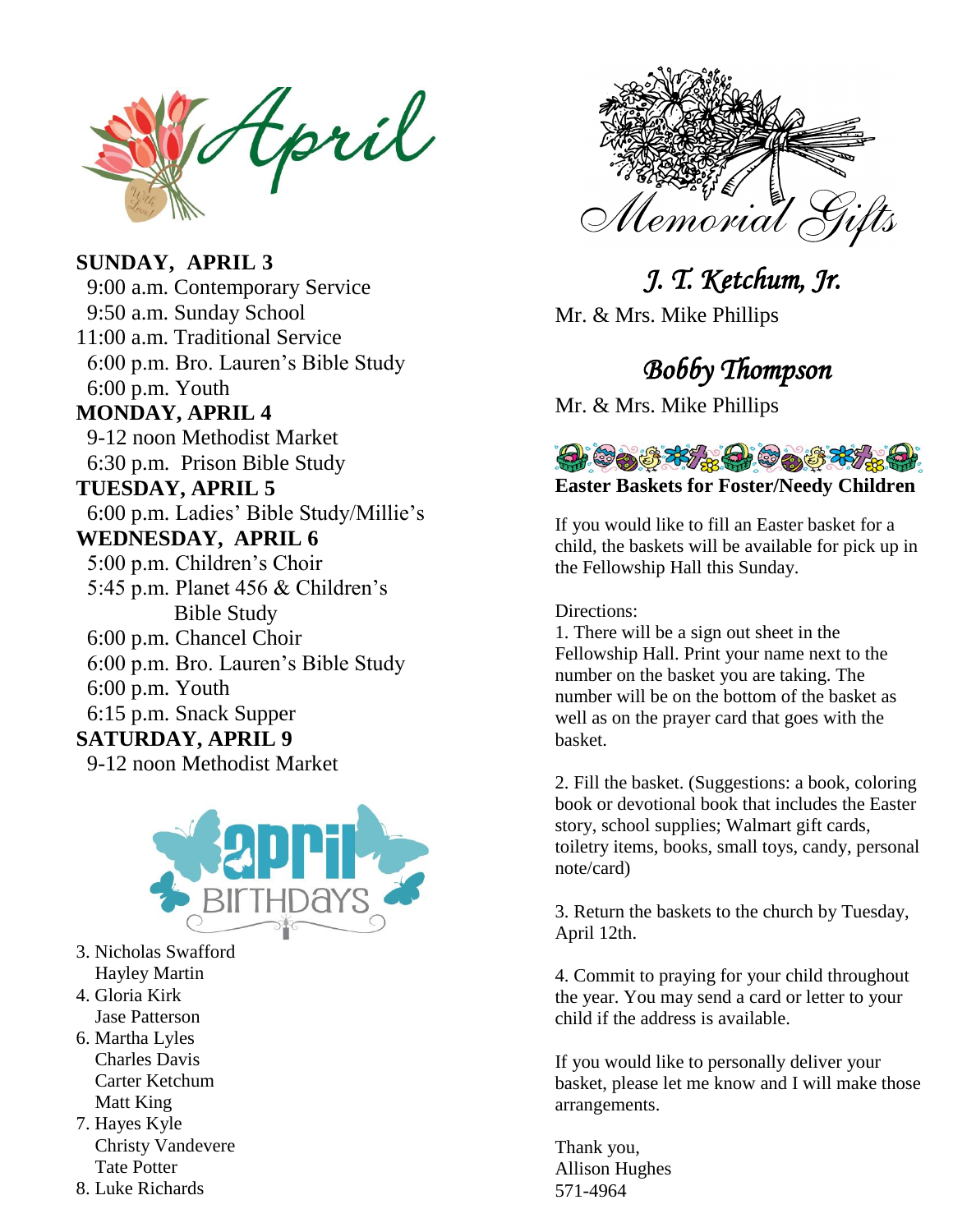# April

**SUNDAY, APRIL 3**

9:00 a.m. Contemporary Service
9:50 a.m. Sunday School
11:00 a.m. Traditional Service
6:00 p.m. Bro. Lauren's Bible Study
6:00 p.m. Youth

**MONDAY, APRIL 4**

9-12 noon Methodist Market
6:30 p.m. Prison Bible Study

**TUESDAY, APRIL 5**

6:00 p.m. Ladies' Bible Study/Millie's

**WEDNESDAY, APRIL 6**

5:00 p.m. Children's Choir
5:45 p.m. Planet 456 & Children's Bible Study
6:00 p.m. Chancel Choir
6:00 p.m. Bro. Lauren's Bible Study
6:00 p.m. Youth
6:15 p.m. Snack Supper

**SATURDAY, APRIL 9**

9-12 noon Methodist Market

## April Birthdays

3. Nicholas Swafford
   Hayley Martin
4. Gloria Kirk
   Jase Patterson
6. Martha Lyles
   Charles Davis
   Carter Ketchum
   Matt King
7. Hayes Kyle
   Christy Vandevere
   Tate Potter
8. Luke Richards

## Memorial Gifts

### *J. T. Ketchum, Jr.*

Mr. & Mrs. Mike Phillips

### *Bobby Thompson*

Mr. & Mrs. Mike Phillips

**Easter Baskets for Foster/Needy Children**

If you would like to fill an Easter basket for a child, the baskets will be available for pick up in the Fellowship Hall this Sunday.

Directions:

1. There will be a sign out sheet in the Fellowship Hall. Print your name next to the number on the basket you are taking. The number will be on the bottom of the basket as well as on the prayer card that goes with the basket.

2. Fill the basket. (Suggestions: a book, coloring book or devotional book that includes the Easter story, school supplies; Walmart gift cards, toiletry items, books, small toys, candy, personal note/card)

3. Return the baskets to the church by Tuesday, April 12th.

4. Commit to praying for your child throughout the year. You may send a card or letter to your child if the address is available.

If you would like to personally deliver your basket, please let me know and I will make those arrangements.

Thank you,
Allison Hughes
571-4964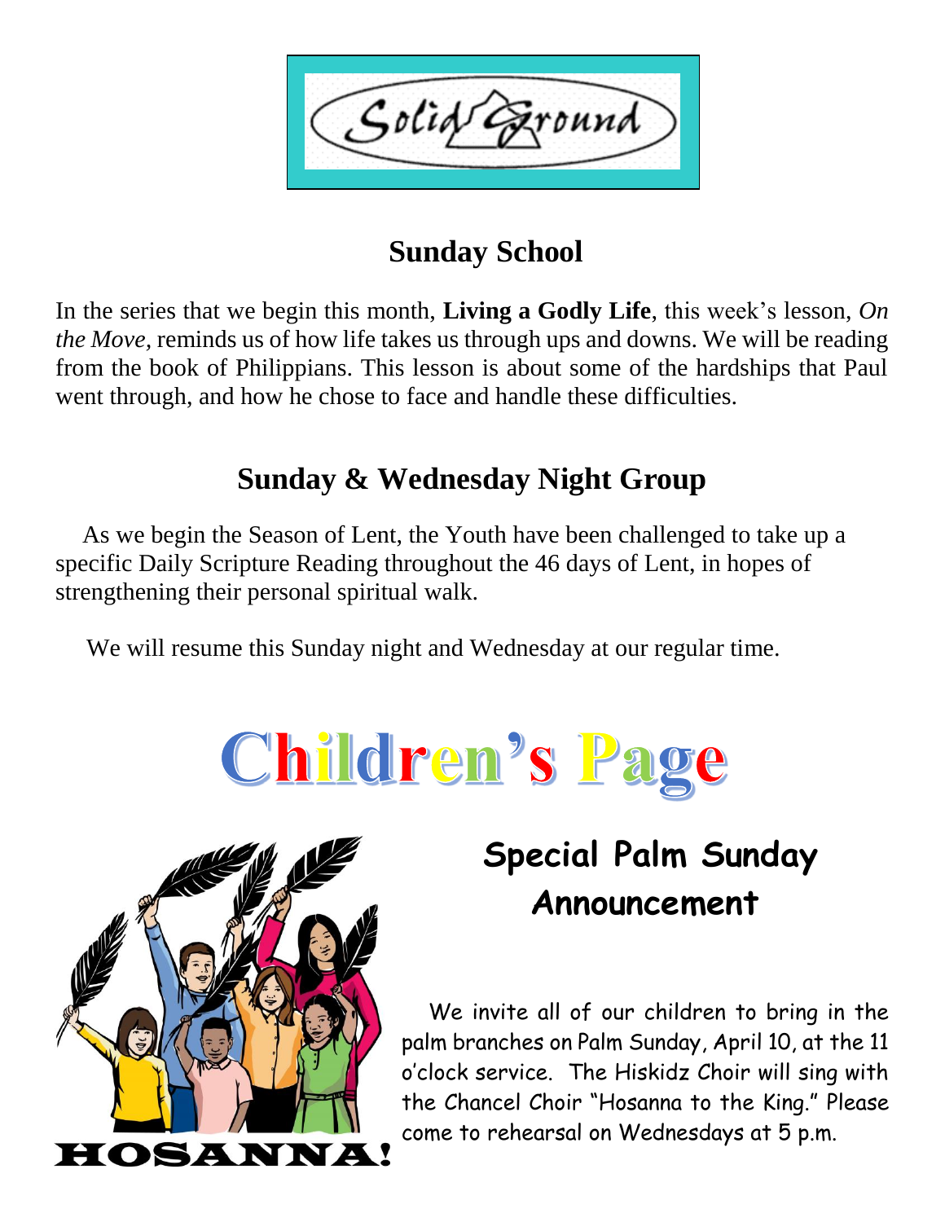Solid Ground

## Sunday School

In the series that we begin this month, **Living a Godly Life**, this week's lesson, *On the Move*, reminds us of how life takes us through ups and downs. We will be reading from the book of Philippians. This lesson is about some of the hardships that Paul went through, and how he chose to face and handle these difficulties.

## Sunday & Wednesday Night Group

As we begin the Season of Lent, the Youth have been challenged to take up a specific Daily Scripture Reading throughout the 46 days of Lent, in hopes of strengthening their personal spiritual walk.

We will resume this Sunday night and Wednesday at our regular time.

# Children's Page

HOSANNA!

## Special Palm Sunday Announcement

We invite all of our children to bring in the palm branches on Palm Sunday, April 10, at the 11 o'clock service. The Hiskidz Choir will sing with the Chancel Choir "Hosanna to the King." Please come to rehearsal on Wednesdays at 5 p.m.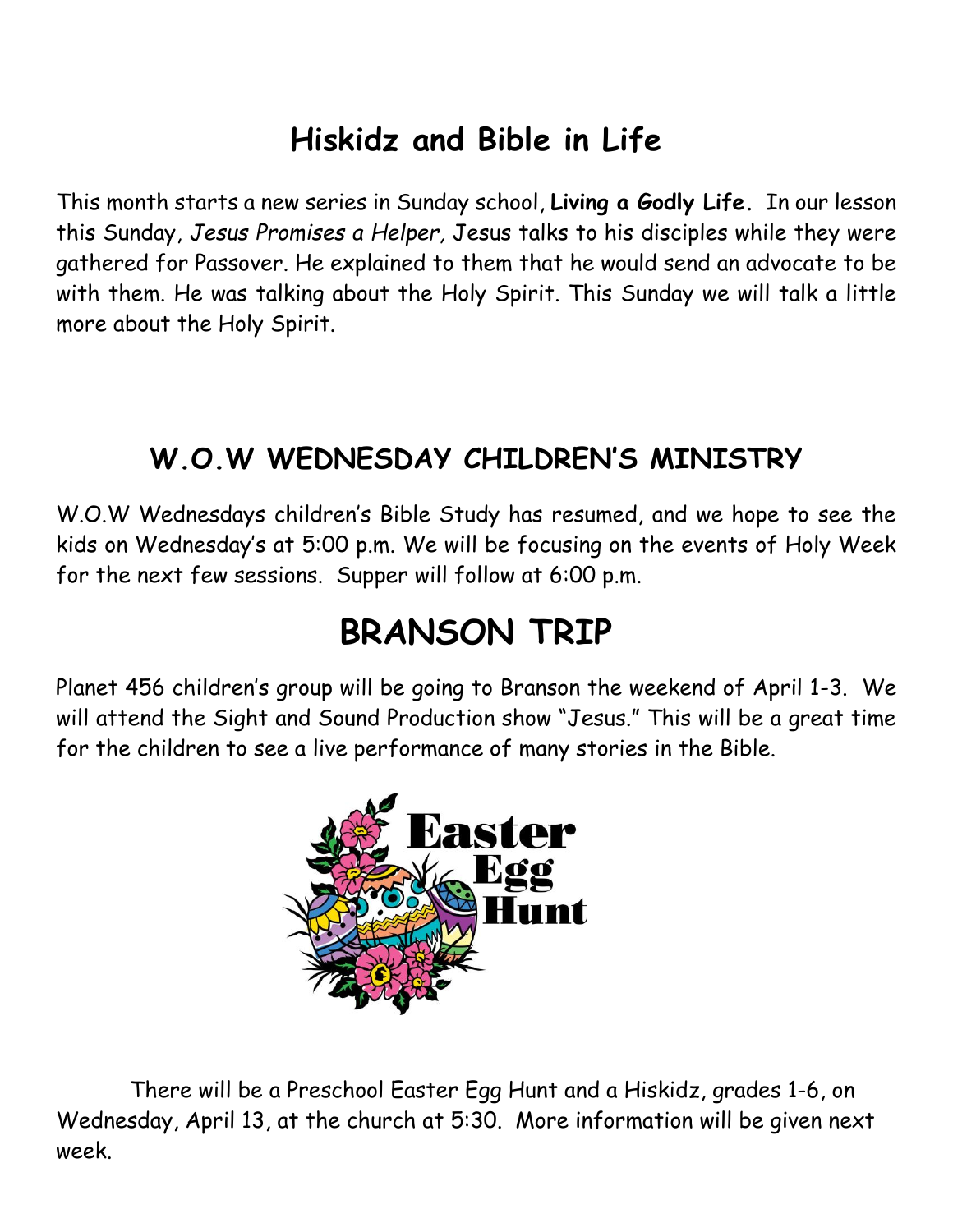## Hiskidz and Bible in Life

This month starts a new series in Sunday school, **Living a Godly Life.** In our lesson this Sunday, *Jesus Promises a Helper,* Jesus talks to his disciples while they were gathered for Passover. He explained to them that he would send an advocate to be with them. He was talking about the Holy Spirit. This Sunday we will talk a little more about the Holy Spirit.

## W.O.W WEDNESDAY CHILDREN'S MINISTRY

W.O.W Wednesdays children's Bible Study has resumed, and we hope to see the kids on Wednesday's at 5:00 p.m. We will be focusing on the events of Holy Week for the next few sessions. Supper will follow at 6:00 p.m.

## BRANSON TRIP

Planet 456 children's group will be going to Branson the weekend of April 1-3. We will attend the Sight and Sound Production show "Jesus." This will be a great time for the children to see a live performance of many stories in the Bible.

Easter Egg Hunt

There will be a Preschool Easter Egg Hunt and a Hiskidz, grades 1-6, on Wednesday, April 13, at the church at 5:30. More information will be given next week.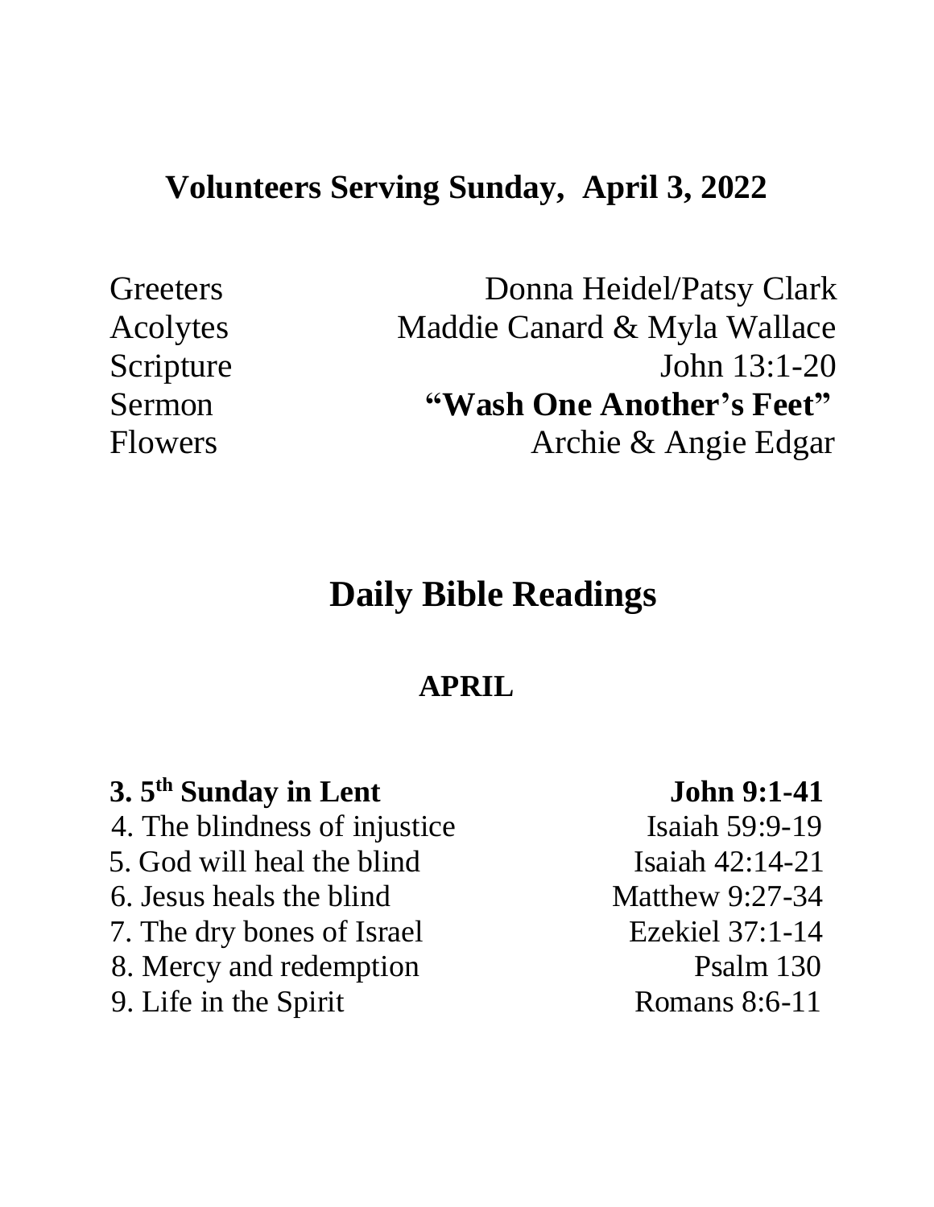## Volunteers Serving Sunday, April 3, 2022

| | |
|---|---|
| Greeters | Donna Heidel/Patsy Clark |
| Acolytes | Maddie Canard & Myla Wallace |
| Scripture | John 13:1-20 |
| Sermon | **"Wash One Another's Feet"** |
| Flowers | Archie & Angie Edgar |

# Daily Bible Readings

### APRIL

| | |
|---|---|
| **3. 5th Sunday in Lent** | **John 9:1-41** |
| 4. The blindness of injustice | Isaiah 59:9-19 |
| 5. God will heal the blind | Isaiah 42:14-21 |
| 6. Jesus heals the blind | Matthew 9:27-34 |
| 7. The dry bones of Israel | Ezekiel 37:1-14 |
| 8. Mercy and redemption | Psalm 130 |
| 9. Life in the Spirit | Romans 8:6-11 |